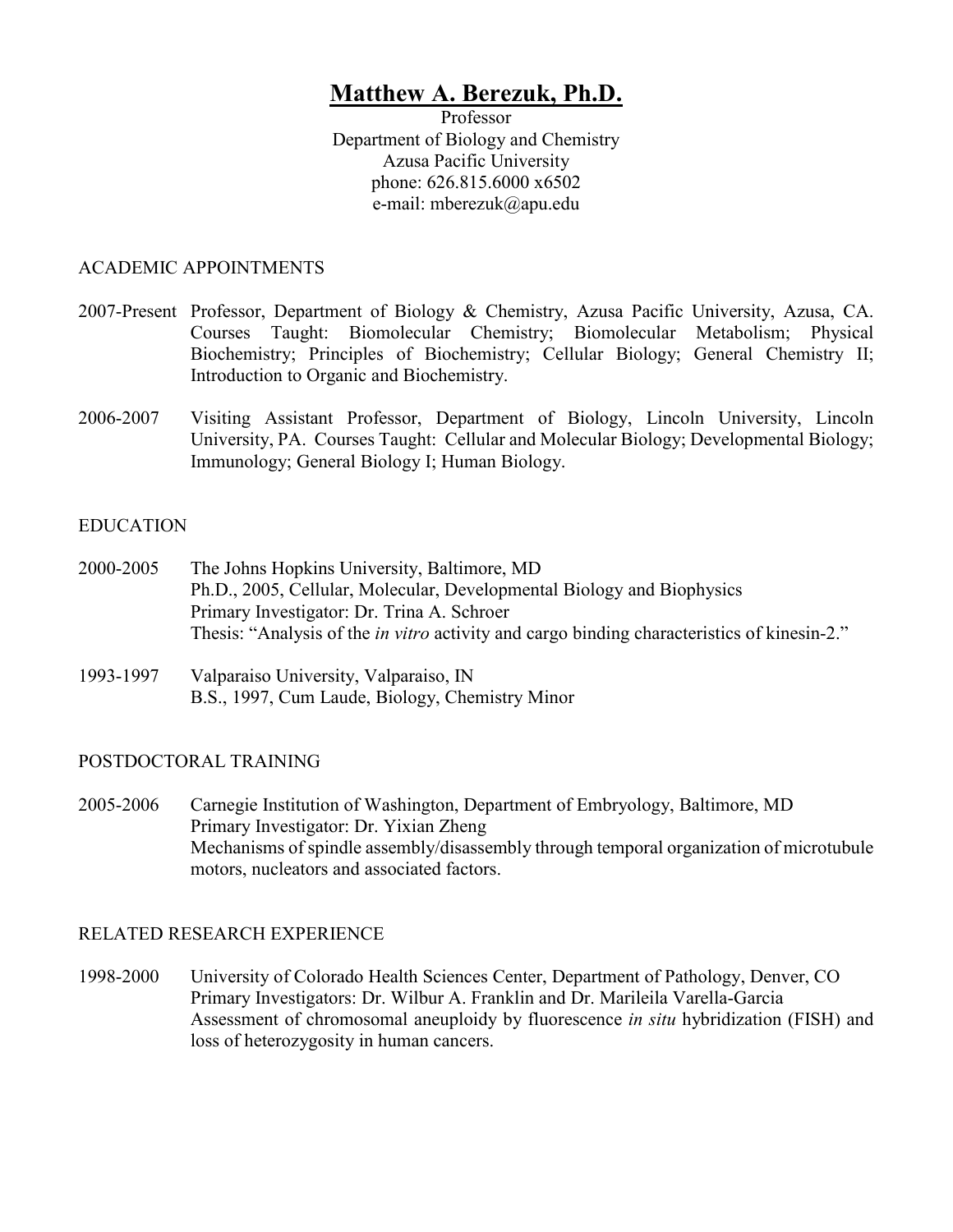# **Matthew A. Berezuk, Ph.D.**

Professor
Department of Biology and Chemistry
Azusa Pacific University
phone: 626.815.6000 x6502
e-mail: mberezuk@apu.edu

## ACADEMIC APPOINTMENTS

2007-Present Professor, Department of Biology & Chemistry, Azusa Pacific University, Azusa, CA. Courses Taught: Biomolecular Chemistry; Biomolecular Metabolism; Physical Biochemistry; Principles of Biochemistry; Cellular Biology; General Chemistry II; Introduction to Organic and Biochemistry.

2006-2007 Visiting Assistant Professor, Department of Biology, Lincoln University, Lincoln University, PA. Courses Taught: Cellular and Molecular Biology; Developmental Biology; Immunology; General Biology I; Human Biology.

## EDUCATION

2000-2005 The Johns Hopkins University, Baltimore, MD
Ph.D., 2005, Cellular, Molecular, Developmental Biology and Biophysics
Primary Investigator: Dr. Trina A. Schroer
Thesis: "Analysis of the *in vitro* activity and cargo binding characteristics of kinesin-2."

1993-1997 Valparaiso University, Valparaiso, IN
B.S., 1997, Cum Laude, Biology, Chemistry Minor

## POSTDOCTORAL TRAINING

2005-2006 Carnegie Institution of Washington, Department of Embryology, Baltimore, MD
Primary Investigator: Dr. Yixian Zheng
Mechanisms of spindle assembly/disassembly through temporal organization of microtubule motors, nucleators and associated factors.

## RELATED RESEARCH EXPERIENCE

1998-2000 University of Colorado Health Sciences Center, Department of Pathology, Denver, CO
Primary Investigators: Dr. Wilbur A. Franklin and Dr. Marileila Varella-Garcia
Assessment of chromosomal aneuploidy by fluorescence *in situ* hybridization (FISH) and loss of heterozygosity in human cancers.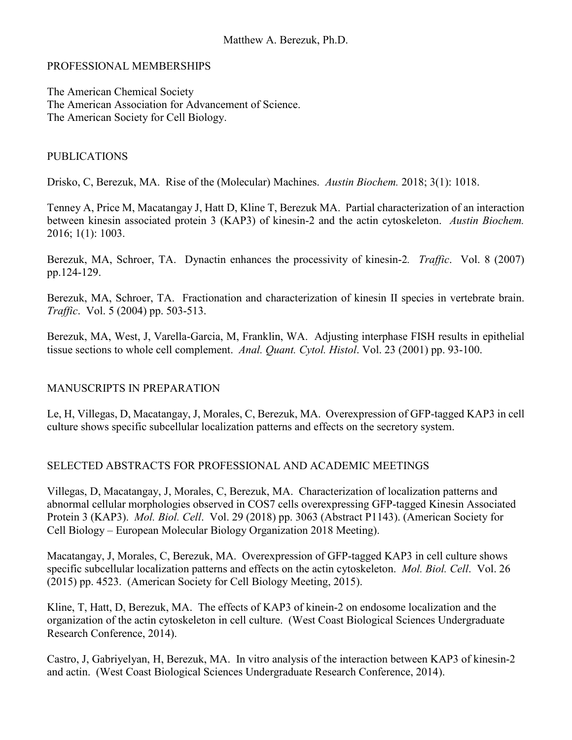Matthew A. Berezuk, Ph.D.

## PROFESSIONAL MEMBERSHIPS

The American Chemical Society
The American Association for Advancement of Science.
The American Society for Cell Biology.

## PUBLICATIONS

Drisko, C, Berezuk, MA. Rise of the (Molecular) Machines. *Austin Biochem.* 2018; 3(1): 1018.

Tenney A, Price M, Macatangay J, Hatt D, Kline T, Berezuk MA. Partial characterization of an interaction between kinesin associated protein 3 (KAP3) of kinesin-2 and the actin cytoskeleton. *Austin Biochem.* 2016; 1(1): 1003.

Berezuk, MA, Schroer, TA. Dynactin enhances the processivity of kinesin-2. *Traffic*. Vol. 8 (2007) pp.124-129.

Berezuk, MA, Schroer, TA. Fractionation and characterization of kinesin II species in vertebrate brain. *Traffic*. Vol. 5 (2004) pp. 503-513.

Berezuk, MA, West, J, Varella-Garcia, M, Franklin, WA. Adjusting interphase FISH results in epithelial tissue sections to whole cell complement. *Anal. Quant. Cytol. Histol*. Vol. 23 (2001) pp. 93-100.

## MANUSCRIPTS IN PREPARATION

Le, H, Villegas, D, Macatangay, J, Morales, C, Berezuk, MA. Overexpression of GFP-tagged KAP3 in cell culture shows specific subcellular localization patterns and effects on the secretory system.

## SELECTED ABSTRACTS FOR PROFESSIONAL AND ACADEMIC MEETINGS

Villegas, D, Macatangay, J, Morales, C, Berezuk, MA. Characterization of localization patterns and abnormal cellular morphologies observed in COS7 cells overexpressing GFP-tagged Kinesin Associated Protein 3 (KAP3). *Mol. Biol. Cell*. Vol. 29 (2018) pp. 3063 (Abstract P1143). (American Society for Cell Biology – European Molecular Biology Organization 2018 Meeting).

Macatangay, J, Morales, C, Berezuk, MA. Overexpression of GFP-tagged KAP3 in cell culture shows specific subcellular localization patterns and effects on the actin cytoskeleton. *Mol. Biol. Cell*. Vol. 26 (2015) pp. 4523. (American Society for Cell Biology Meeting, 2015).

Kline, T, Hatt, D, Berezuk, MA. The effects of KAP3 of kinein-2 on endosome localization and the organization of the actin cytoskeleton in cell culture. (West Coast Biological Sciences Undergraduate Research Conference, 2014).

Castro, J, Gabriyelyan, H, Berezuk, MA. In vitro analysis of the interaction between KAP3 of kinesin-2 and actin. (West Coast Biological Sciences Undergraduate Research Conference, 2014).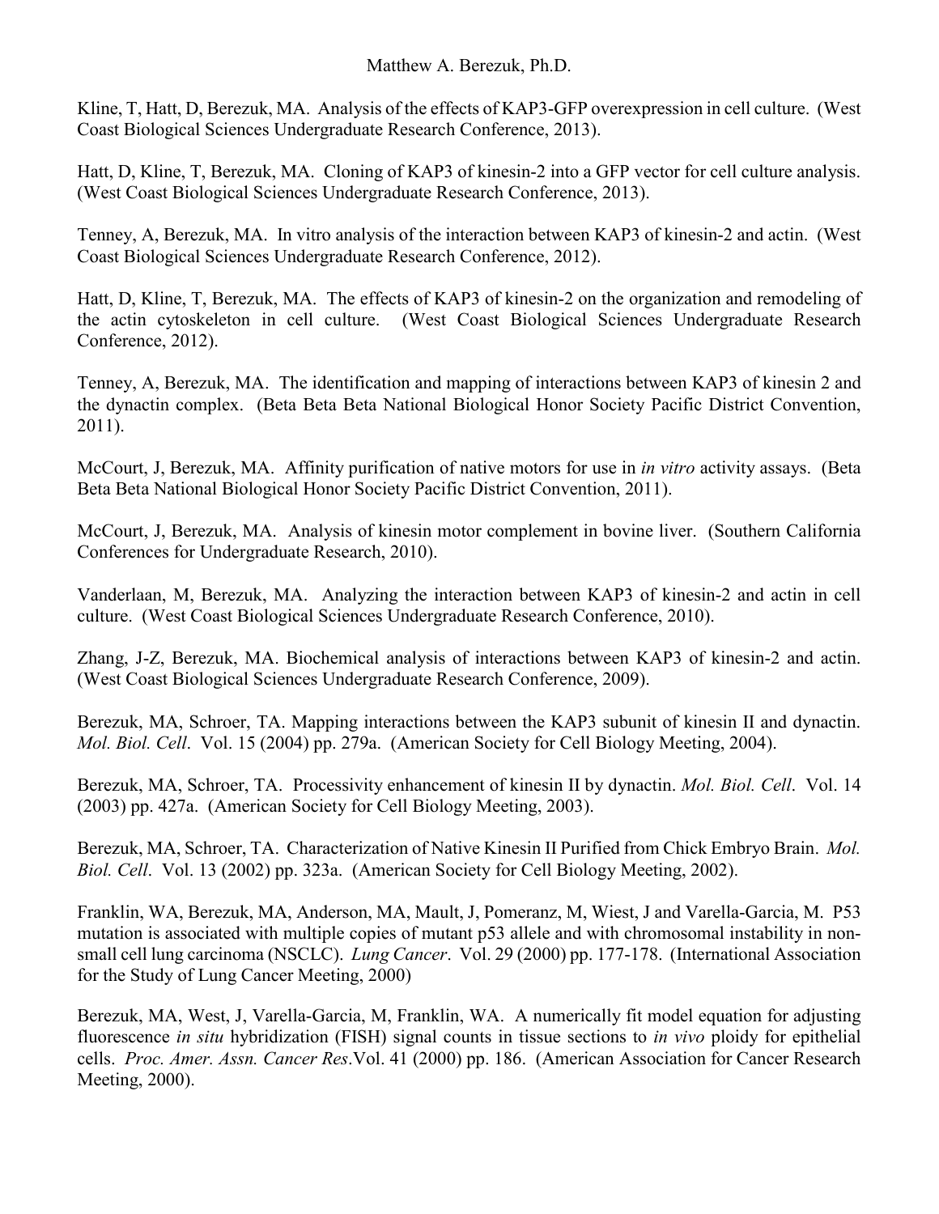Kline, T, Hatt, D, Berezuk, MA. Analysis of the effects of KAP3-GFP overexpression in cell culture. (West Coast Biological Sciences Undergraduate Research Conference, 2013).

Hatt, D, Kline, T, Berezuk, MA. Cloning of KAP3 of kinesin-2 into a GFP vector for cell culture analysis. (West Coast Biological Sciences Undergraduate Research Conference, 2013).

Tenney, A, Berezuk, MA. In vitro analysis of the interaction between KAP3 of kinesin-2 and actin. (West Coast Biological Sciences Undergraduate Research Conference, 2012).

Hatt, D, Kline, T, Berezuk, MA. The effects of KAP3 of kinesin-2 on the organization and remodeling of the actin cytoskeleton in cell culture. (West Coast Biological Sciences Undergraduate Research Conference, 2012).

Tenney, A, Berezuk, MA. The identification and mapping of interactions between KAP3 of kinesin 2 and the dynactin complex. (Beta Beta Beta National Biological Honor Society Pacific District Convention, 2011).

McCourt, J, Berezuk, MA. Affinity purification of native motors for use in *in vitro* activity assays. (Beta Beta Beta National Biological Honor Society Pacific District Convention, 2011).

McCourt, J, Berezuk, MA. Analysis of kinesin motor complement in bovine liver. (Southern California Conferences for Undergraduate Research, 2010).

Vanderlaan, M, Berezuk, MA. Analyzing the interaction between KAP3 of kinesin-2 and actin in cell culture. (West Coast Biological Sciences Undergraduate Research Conference, 2010).

Zhang, J-Z, Berezuk, MA. Biochemical analysis of interactions between KAP3 of kinesin-2 and actin. (West Coast Biological Sciences Undergraduate Research Conference, 2009).

Berezuk, MA, Schroer, TA. Mapping interactions between the KAP3 subunit of kinesin II and dynactin. *Mol. Biol. Cell*. Vol. 15 (2004) pp. 279a. (American Society for Cell Biology Meeting, 2004).

Berezuk, MA, Schroer, TA. Processivity enhancement of kinesin II by dynactin. *Mol. Biol. Cell*. Vol. 14 (2003) pp. 427a. (American Society for Cell Biology Meeting, 2003).

Berezuk, MA, Schroer, TA. Characterization of Native Kinesin II Purified from Chick Embryo Brain. *Mol. Biol. Cell*. Vol. 13 (2002) pp. 323a. (American Society for Cell Biology Meeting, 2002).

Franklin, WA, Berezuk, MA, Anderson, MA, Mault, J, Pomeranz, M, Wiest, J and Varella-Garcia, M. P53 mutation is associated with multiple copies of mutant p53 allele and with chromosomal instability in non-small cell lung carcinoma (NSCLC). *Lung Cancer*. Vol. 29 (2000) pp. 177-178. (International Association for the Study of Lung Cancer Meeting, 2000)

Berezuk, MA, West, J, Varella-Garcia, M, Franklin, WA. A numerically fit model equation for adjusting fluorescence *in situ* hybridization (FISH) signal counts in tissue sections to *in vivo* ploidy for epithelial cells. *Proc. Amer. Assn. Cancer Res*.Vol. 41 (2000) pp. 186. (American Association for Cancer Research Meeting, 2000).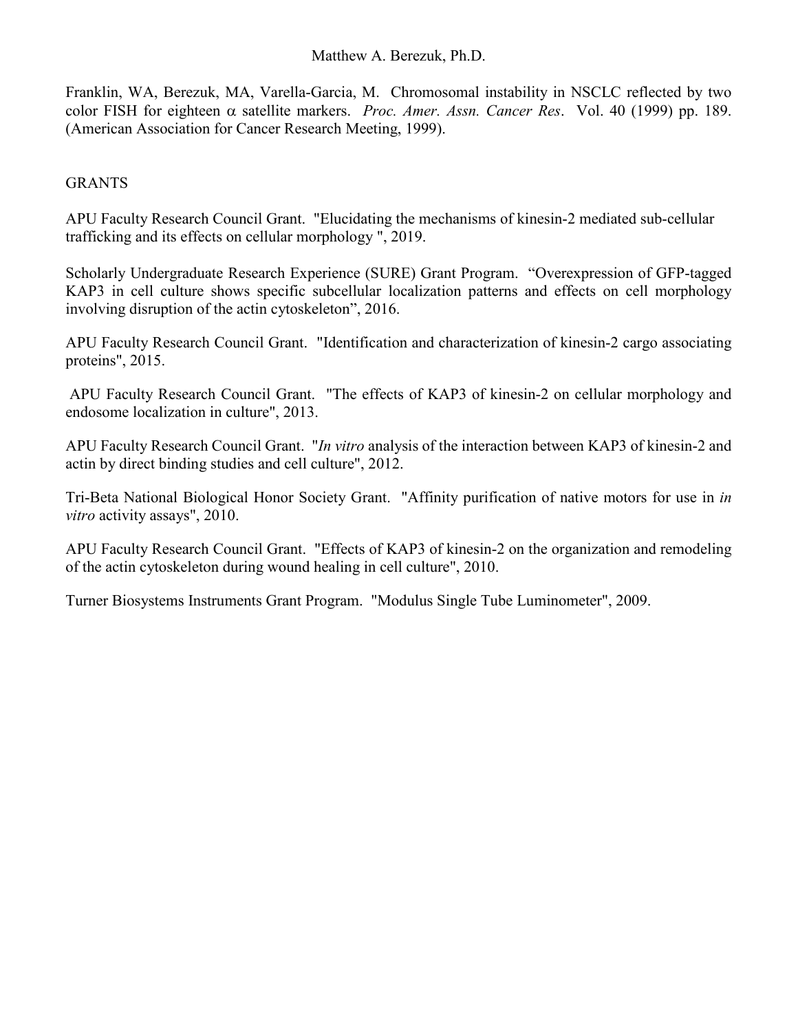Franklin, WA, Berezuk, MA, Varella-Garcia, M. Chromosomal instability in NSCLC reflected by two color FISH for eighteen $\alpha$ satellite markers. *Proc. Amer. Assn. Cancer Res*. Vol. 40 (1999) pp. 189. (American Association for Cancer Research Meeting, 1999).

## GRANTS

APU Faculty Research Council Grant. "Elucidating the mechanisms of kinesin-2 mediated sub-cellular trafficking and its effects on cellular morphology ", 2019.

Scholarly Undergraduate Research Experience (SURE) Grant Program. "Overexpression of GFP-tagged KAP3 in cell culture shows specific subcellular localization patterns and effects on cell morphology involving disruption of the actin cytoskeleton", 2016.

APU Faculty Research Council Grant. "Identification and characterization of kinesin-2 cargo associating proteins", 2015.

APU Faculty Research Council Grant. "The effects of KAP3 of kinesin-2 on cellular morphology and endosome localization in culture", 2013.

APU Faculty Research Council Grant. "*In vitro* analysis of the interaction between KAP3 of kinesin-2 and actin by direct binding studies and cell culture", 2012.

Tri-Beta National Biological Honor Society Grant. "Affinity purification of native motors for use in *in vitro* activity assays", 2010.

APU Faculty Research Council Grant. "Effects of KAP3 of kinesin-2 on the organization and remodeling of the actin cytoskeleton during wound healing in cell culture", 2010.

Turner Biosystems Instruments Grant Program. "Modulus Single Tube Luminometer", 2009.